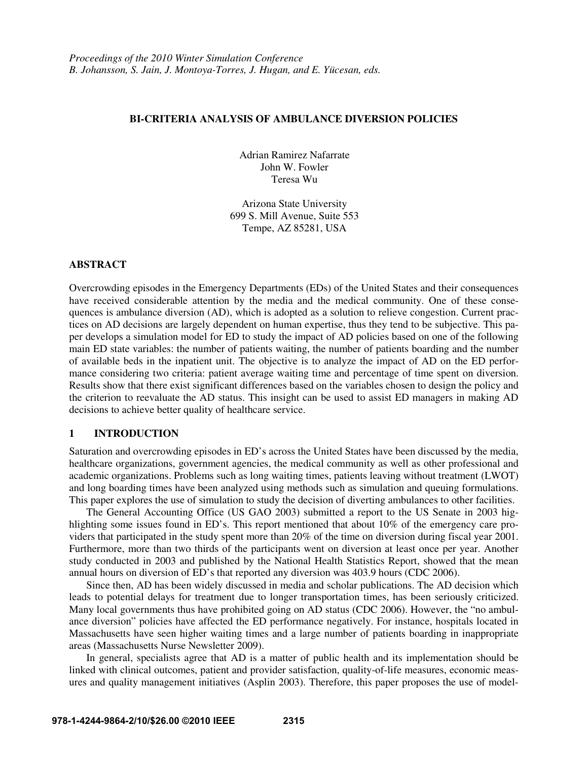*Proceedings of the 2010 Winter Simulation Conference*
*B. Johansson, S. Jain, J. Montoya-Torres, J. Hugan, and E. Yücesan, eds.*

# BI-CRITERIA ANALYSIS OF AMBULANCE DIVERSION POLICIES

Adrian Ramirez Nafarrate
John W. Fowler
Teresa Wu

Arizona State University
699 S. Mill Avenue, Suite 553
Tempe, AZ 85281, USA

## ABSTRACT

Overcrowding episodes in the Emergency Departments (EDs) of the United States and their consequences have received considerable attention by the media and the medical community. One of these consequences is ambulance diversion (AD), which is adopted as a solution to relieve congestion. Current practices on AD decisions are largely dependent on human expertise, thus they tend to be subjective. This paper develops a simulation model for ED to study the impact of AD policies based on one of the following main ED state variables: the number of patients waiting, the number of patients boarding and the number of available beds in the inpatient unit. The objective is to analyze the impact of AD on the ED performance considering two criteria: patient average waiting time and percentage of time spent on diversion. Results show that there exist significant differences based on the variables chosen to design the policy and the criterion to reevaluate the AD status. This insight can be used to assist ED managers in making AD decisions to achieve better quality of healthcare service.

## 1 INTRODUCTION

Saturation and overcrowding episodes in ED's across the United States have been discussed by the media, healthcare organizations, government agencies, the medical community as well as other professional and academic organizations. Problems such as long waiting times, patients leaving without treatment (LWOT) and long boarding times have been analyzed using methods such as simulation and queuing formulations. This paper explores the use of simulation to study the decision of diverting ambulances to other facilities.

The General Accounting Office (US GAO 2003) submitted a report to the US Senate in 2003 highlighting some issues found in ED's. This report mentioned that about 10% of the emergency care providers that participated in the study spent more than 20% of the time on diversion during fiscal year 2001. Furthermore, more than two thirds of the participants went on diversion at least once per year. Another study conducted in 2003 and published by the National Health Statistics Report, showed that the mean annual hours on diversion of ED's that reported any diversion was 403.9 hours (CDC 2006).

Since then, AD has been widely discussed in media and scholar publications. The AD decision which leads to potential delays for treatment due to longer transportation times, has been seriously criticized. Many local governments thus have prohibited going on AD status (CDC 2006). However, the "no ambulance diversion" policies have affected the ED performance negatively. For instance, hospitals located in Massachusetts have seen higher waiting times and a large number of patients boarding in inappropriate areas (Massachusetts Nurse Newsletter 2009).

In general, specialists agree that AD is a matter of public health and its implementation should be linked with clinical outcomes, patient and provider satisfaction, quality-of-life measures, economic measures and quality management initiatives (Asplin 2003). Therefore, this paper proposes the use of model-

978-1-4244-9864-2/10/$26.00 ©2010 IEEE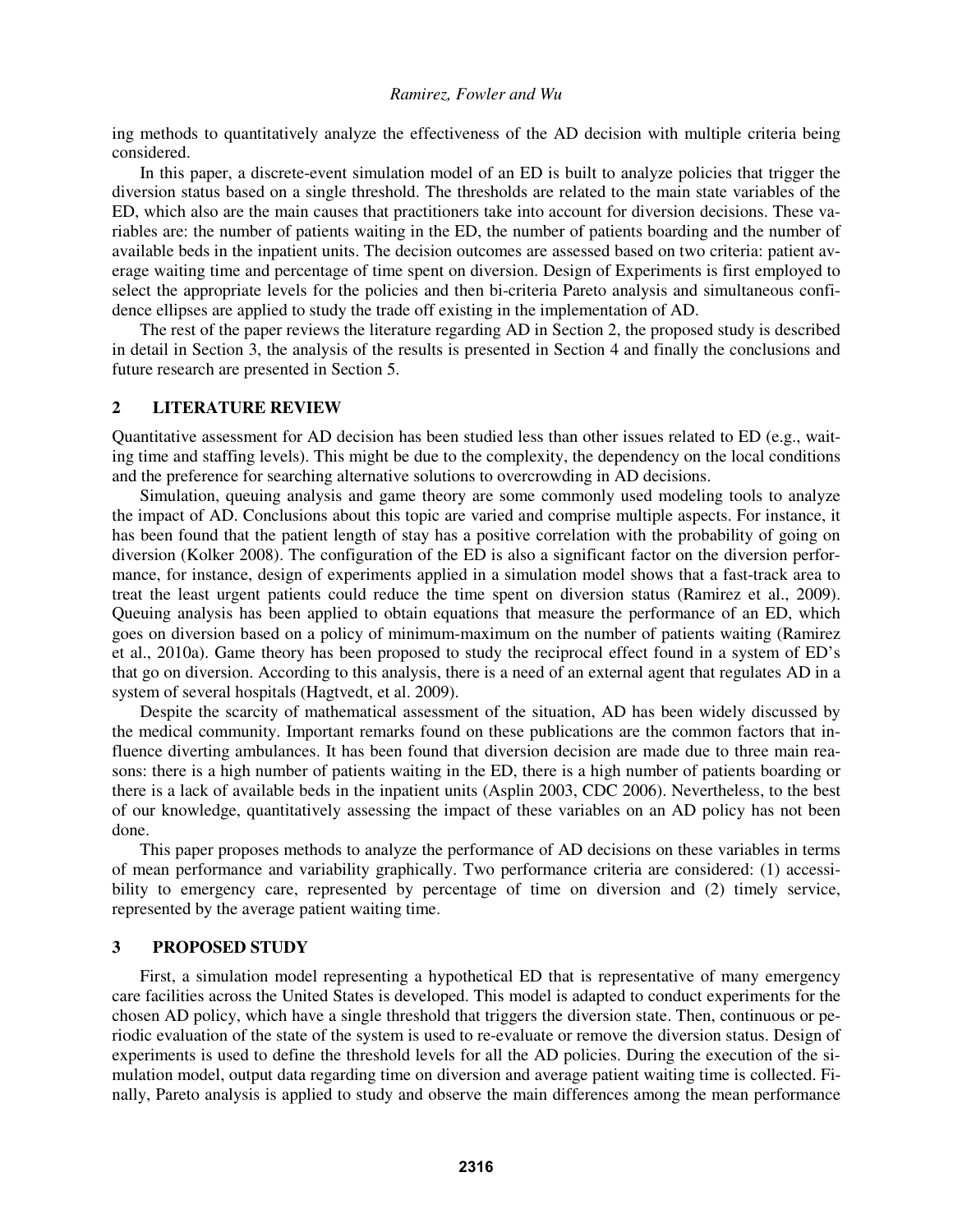ing methods to quantitatively analyze the effectiveness of the AD decision with multiple criteria being considered.

In this paper, a discrete-event simulation model of an ED is built to analyze policies that trigger the diversion status based on a single threshold. The thresholds are related to the main state variables of the ED, which also are the main causes that practitioners take into account for diversion decisions. These variables are: the number of patients waiting in the ED, the number of patients boarding and the number of available beds in the inpatient units. The decision outcomes are assessed based on two criteria: patient average waiting time and percentage of time spent on diversion. Design of Experiments is first employed to select the appropriate levels for the policies and then bi-criteria Pareto analysis and simultaneous confidence ellipses are applied to study the trade off existing in the implementation of AD.

The rest of the paper reviews the literature regarding AD in Section 2, the proposed study is described in detail in Section 3, the analysis of the results is presented in Section 4 and finally the conclusions and future research are presented in Section 5.

## 2 LITERATURE REVIEW

Quantitative assessment for AD decision has been studied less than other issues related to ED (e.g., waiting time and staffing levels). This might be due to the complexity, the dependency on the local conditions and the preference for searching alternative solutions to overcrowding in AD decisions.

Simulation, queuing analysis and game theory are some commonly used modeling tools to analyze the impact of AD. Conclusions about this topic are varied and comprise multiple aspects. For instance, it has been found that the patient length of stay has a positive correlation with the probability of going on diversion (Kolker 2008). The configuration of the ED is also a significant factor on the diversion performance, for instance, design of experiments applied in a simulation model shows that a fast-track area to treat the least urgent patients could reduce the time spent on diversion status (Ramirez et al., 2009). Queuing analysis has been applied to obtain equations that measure the performance of an ED, which goes on diversion based on a policy of minimum-maximum on the number of patients waiting (Ramirez et al., 2010a). Game theory has been proposed to study the reciprocal effect found in a system of ED's that go on diversion. According to this analysis, there is a need of an external agent that regulates AD in a system of several hospitals (Hagtvedt, et al. 2009).

Despite the scarcity of mathematical assessment of the situation, AD has been widely discussed by the medical community. Important remarks found on these publications are the common factors that influence diverting ambulances. It has been found that diversion decision are made due to three main reasons: there is a high number of patients waiting in the ED, there is a high number of patients boarding or there is a lack of available beds in the inpatient units (Asplin 2003, CDC 2006). Nevertheless, to the best of our knowledge, quantitatively assessing the impact of these variables on an AD policy has not been done.

This paper proposes methods to analyze the performance of AD decisions on these variables in terms of mean performance and variability graphically. Two performance criteria are considered: (1) accessibility to emergency care, represented by percentage of time on diversion and (2) timely service, represented by the average patient waiting time.

## 3 PROPOSED STUDY

First, a simulation model representing a hypothetical ED that is representative of many emergency care facilities across the United States is developed. This model is adapted to conduct experiments for the chosen AD policy, which have a single threshold that triggers the diversion state. Then, continuous or periodic evaluation of the state of the system is used to re-evaluate or remove the diversion status. Design of experiments is used to define the threshold levels for all the AD policies. During the execution of the simulation model, output data regarding time on diversion and average patient waiting time is collected. Finally, Pareto analysis is applied to study and observe the main differences among the mean performance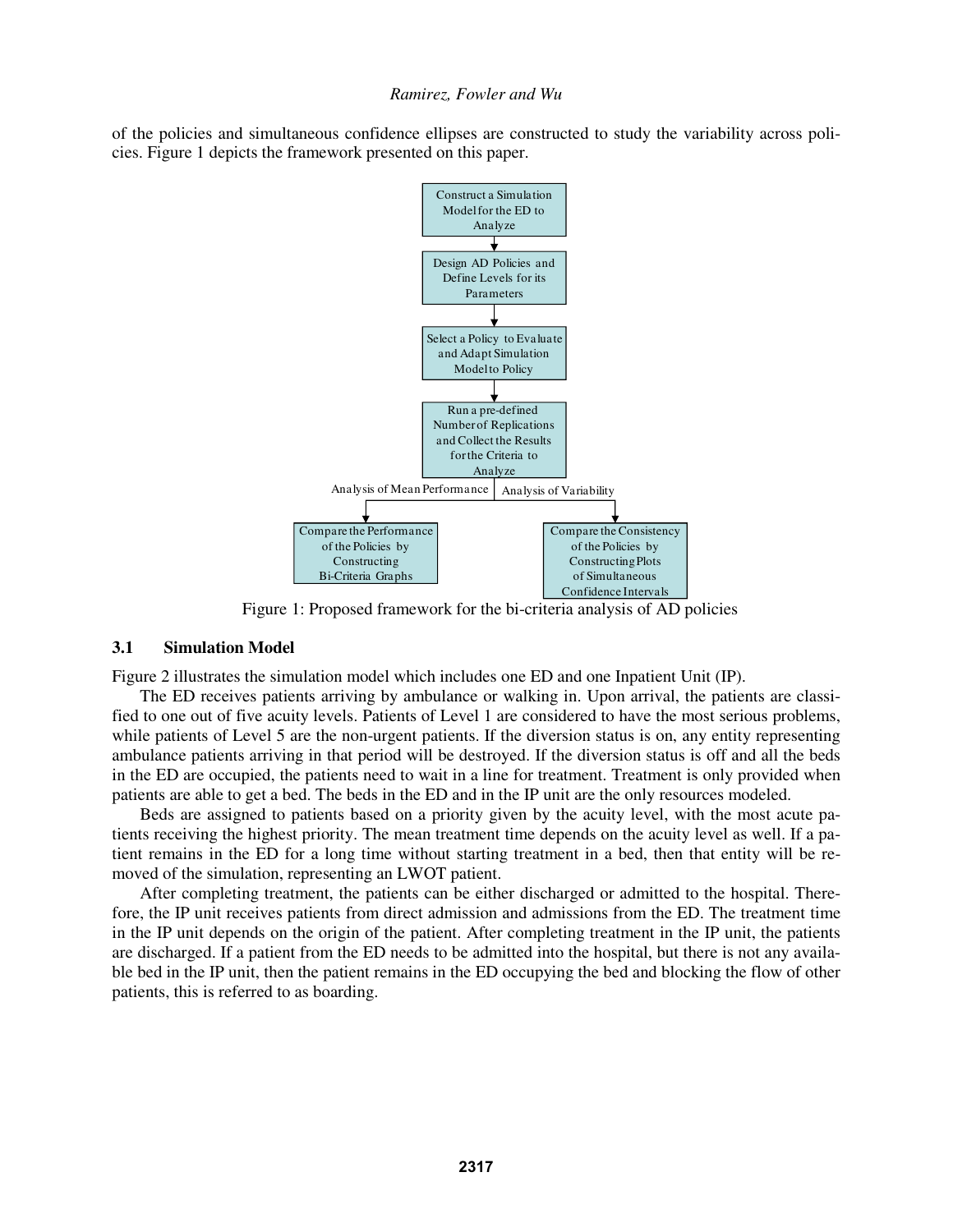of the policies and simultaneous confidence ellipses are constructed to study the variability across policies. Figure 1 depicts the framework presented on this paper.

Figure 1: Proposed framework for the bi-criteria analysis of AD policies

### 3.1 Simulation Model

Figure 2 illustrates the simulation model which includes one ED and one Inpatient Unit (IP).

The ED receives patients arriving by ambulance or walking in. Upon arrival, the patients are classified to one out of five acuity levels. Patients of Level 1 are considered to have the most serious problems, while patients of Level 5 are the non-urgent patients. If the diversion status is on, any entity representing ambulance patients arriving in that period will be destroyed. If the diversion status is off and all the beds in the ED are occupied, the patients need to wait in a line for treatment. Treatment is only provided when patients are able to get a bed. The beds in the ED and in the IP unit are the only resources modeled.

Beds are assigned to patients based on a priority given by the acuity level, with the most acute patients receiving the highest priority. The mean treatment time depends on the acuity level as well. If a patient remains in the ED for a long time without starting treatment in a bed, then that entity will be removed of the simulation, representing an LWOT patient.

After completing treatment, the patients can be either discharged or admitted to the hospital. Therefore, the IP unit receives patients from direct admission and admissions from the ED. The treatment time in the IP unit depends on the origin of the patient. After completing treatment in the IP unit, the patients are discharged. If a patient from the ED needs to be admitted into the hospital, but there is not any available bed in the IP unit, then the patient remains in the ED occupying the bed and blocking the flow of other patients, this is referred to as boarding.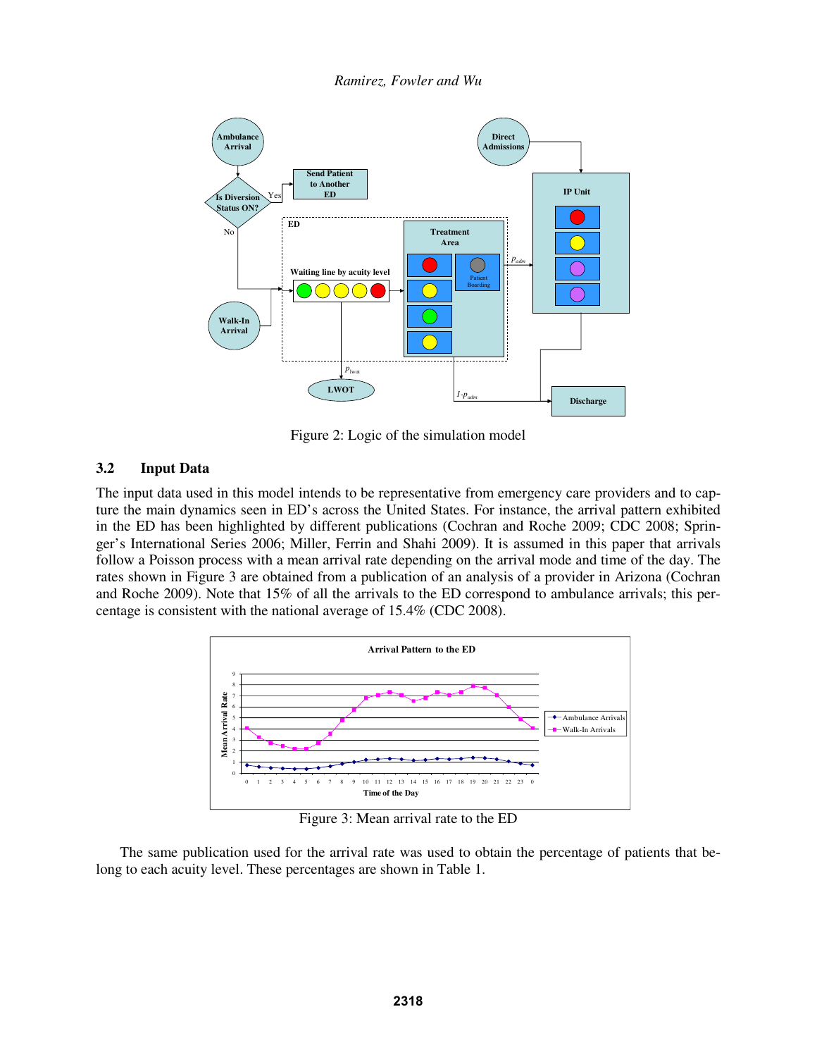Figure 2: Logic of the simulation model

## 3.2 Input Data

The input data used in this model intends to be representative from emergency care providers and to capture the main dynamics seen in ED's across the United States. For instance, the arrival pattern exhibited in the ED has been highlighted by different publications (Cochran and Roche 2009; CDC 2008; Springer's International Series 2006; Miller, Ferrin and Shahi 2009). It is assumed in this paper that arrivals follow a Poisson process with a mean arrival rate depending on the arrival mode and time of the day. The rates shown in Figure 3 are obtained from a publication of an analysis of a provider in Arizona (Cochran and Roche 2009). Note that 15% of all the arrivals to the ED correspond to ambulance arrivals; this percentage is consistent with the national average of 15.4% (CDC 2008).

Figure 3: Mean arrival rate to the ED

The same publication used for the arrival rate was used to obtain the percentage of patients that belong to each acuity level. These percentages are shown in Table 1.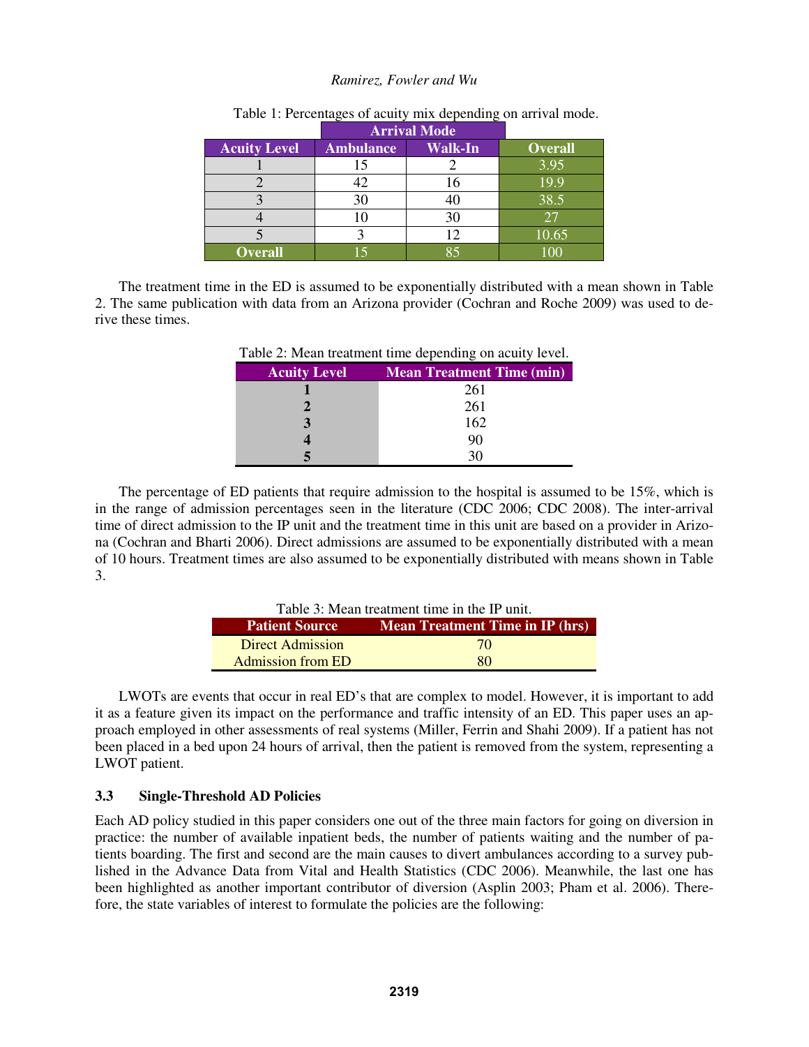Table 1: Percentages of acuity mix depending on arrival mode.

| | Arrival Mode | | |
|---|---|---|---|
| Acuity Level | Ambulance | Walk-In | Overall |
| 1 | 15 | 2 | 3.95 |
| 2 | 42 | 16 | 19.9 |
| 3 | 30 | 40 | 38.5 |
| 4 | 10 | 30 | 27 |
| 5 | 3 | 12 | 10.65 |
| Overall | 15 | 85 | 100 |

The treatment time in the ED is assumed to be exponentially distributed with a mean shown in Table 2. The same publication with data from an Arizona provider (Cochran and Roche 2009) was used to derive these times.

Table 2: Mean treatment time depending on acuity level.

| Acuity Level | Mean Treatment Time (min) |
|---|---|
| **1** | 261 |
| **2** | 261 |
| **3** | 162 |
| **4** | 90 |
| **5** | 30 |

The percentage of ED patients that require admission to the hospital is assumed to be 15%, which is in the range of admission percentages seen in the literature (CDC 2006; CDC 2008). The inter-arrival time of direct admission to the IP unit and the treatment time in this unit are based on a provider in Arizona (Cochran and Bharti 2006). Direct admissions are assumed to be exponentially distributed with a mean of 10 hours. Treatment times are also assumed to be exponentially distributed with means shown in Table 3.

Table 3: Mean treatment time in the IP unit.

| Patient Source | Mean Treatment Time in IP (hrs) |
|---|---|
| Direct Admission | 70 |
| Admission from ED | 80 |

LWOTs are events that occur in real ED's that are complex to model. However, it is important to add it as a feature given its impact on the performance and traffic intensity of an ED. This paper uses an approach employed in other assessments of real systems (Miller, Ferrin and Shahi 2009). If a patient has not been placed in a bed upon 24 hours of arrival, then the patient is removed from the system, representing a LWOT patient.

### 3.3 Single-Threshold AD Policies

Each AD policy studied in this paper considers one out of the three main factors for going on diversion in practice: the number of available inpatient beds, the number of patients waiting and the number of patients boarding. The first and second are the main causes to divert ambulances according to a survey published in the Advance Data from Vital and Health Statistics (CDC 2006). Meanwhile, the last one has been highlighted as another important contributor of diversion (Asplin 2003; Pham et al. 2006). Therefore, the state variables of interest to formulate the policies are the following: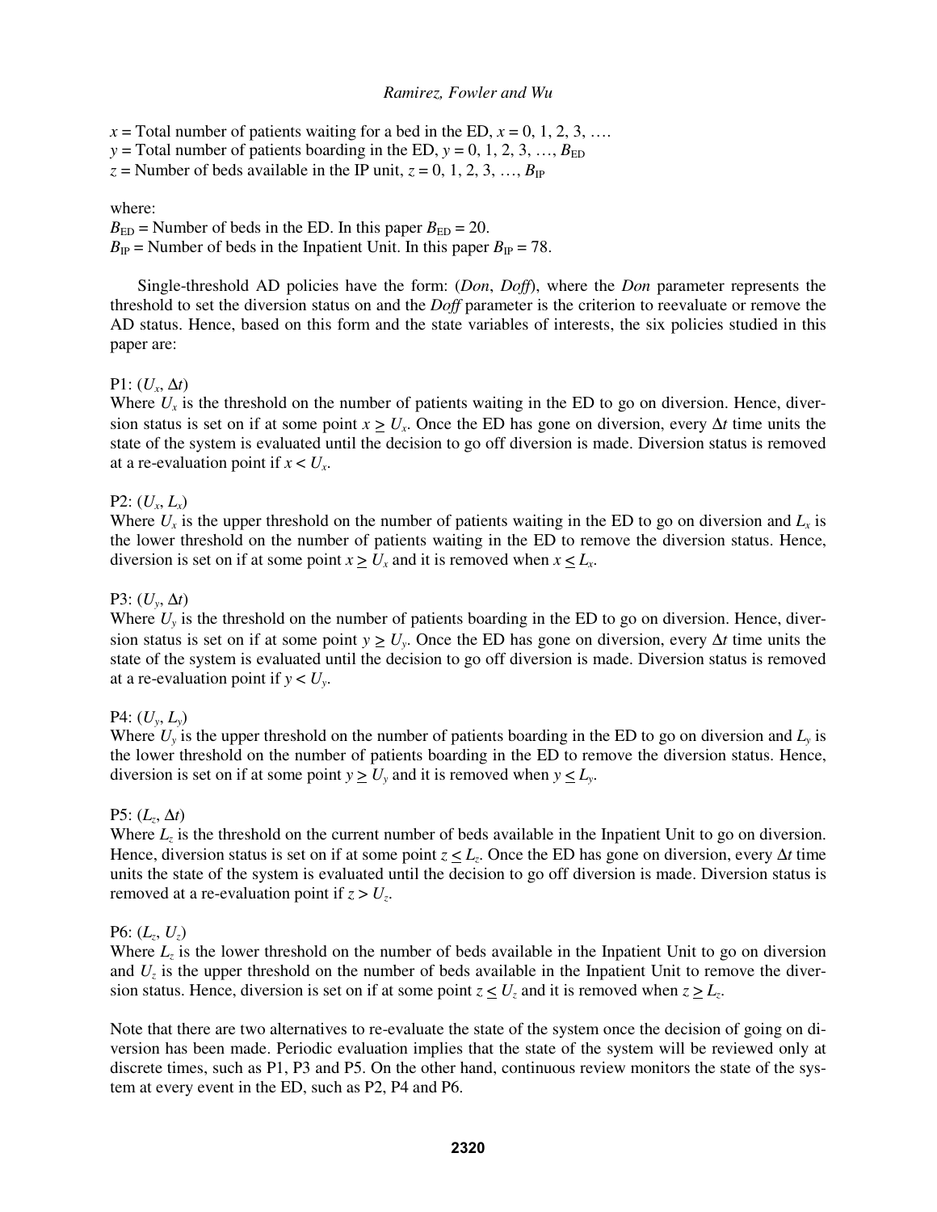$x$ = Total number of patients waiting for a bed in the ED, $x$ = 0, 1, 2, 3, ….
$y$ = Total number of patients boarding in the ED, $y$ = 0, 1, 2, 3, …, $B_{ED}$
$z$ = Number of beds available in the IP unit, $z$ = 0, 1, 2, 3, …, $B_{IP}$

where:
$B_{ED}$ = Number of beds in the ED. In this paper $B_{ED} = 20$.
$B_{IP}$ = Number of beds in the Inpatient Unit. In this paper $B_{IP} = 78$.

Single-threshold AD policies have the form: (*Don*, *Doff*), where the *Don* parameter represents the threshold to set the diversion status on and the *Doff* parameter is the criterion to reevaluate or remove the AD status. Hence, based on this form and the state variables of interests, the six policies studied in this paper are:

P1: ($U_x$, $\Delta t$)
Where $U_x$ is the threshold on the number of patients waiting in the ED to go on diversion. Hence, diversion status is set on if at some point $x \geq U_x$. Once the ED has gone on diversion, every $\Delta t$ time units the state of the system is evaluated until the decision to go off diversion is made. Diversion status is removed at a re-evaluation point if $x < U_x$.

P2: ($U_x$, $L_x$)
Where $U_x$ is the upper threshold on the number of patients waiting in the ED to go on diversion and $L_x$ is the lower threshold on the number of patients waiting in the ED to remove the diversion status. Hence, diversion is set on if at some point $x \geq U_x$ and it is removed when $x \leq L_x$.

P3: ($U_y$, $\Delta t$)
Where $U_y$ is the threshold on the number of patients boarding in the ED to go on diversion. Hence, diversion status is set on if at some point $y \geq U_y$. Once the ED has gone on diversion, every $\Delta t$ time units the state of the system is evaluated until the decision to go off diversion is made. Diversion status is removed at a re-evaluation point if $y < U_y$.

P4: ($U_y$, $L_y$)
Where $U_y$ is the upper threshold on the number of patients boarding in the ED to go on diversion and $L_y$ is the lower threshold on the number of patients boarding in the ED to remove the diversion status. Hence, diversion is set on if at some point $y \geq U_y$ and it is removed when $y \leq L_y$.

P5: ($L_z$, $\Delta t$)
Where $L_z$ is the threshold on the current number of beds available in the Inpatient Unit to go on diversion. Hence, diversion status is set on if at some point $z \leq L_z$. Once the ED has gone on diversion, every $\Delta t$ time units the state of the system is evaluated until the decision to go off diversion is made. Diversion status is removed at a re-evaluation point if $z > U_z$.

P6: ($L_z$, $U_z$)
Where $L_z$ is the lower threshold on the number of beds available in the Inpatient Unit to go on diversion and $U_z$ is the upper threshold on the number of beds available in the Inpatient Unit to remove the diversion status. Hence, diversion is set on if at some point $z \leq U_z$ and it is removed when $z \geq L_z$.

Note that there are two alternatives to re-evaluate the state of the system once the decision of going on diversion has been made. Periodic evaluation implies that the state of the system will be reviewed only at discrete times, such as P1, P3 and P5. On the other hand, continuous review monitors the state of the system at every event in the ED, such as P2, P4 and P6.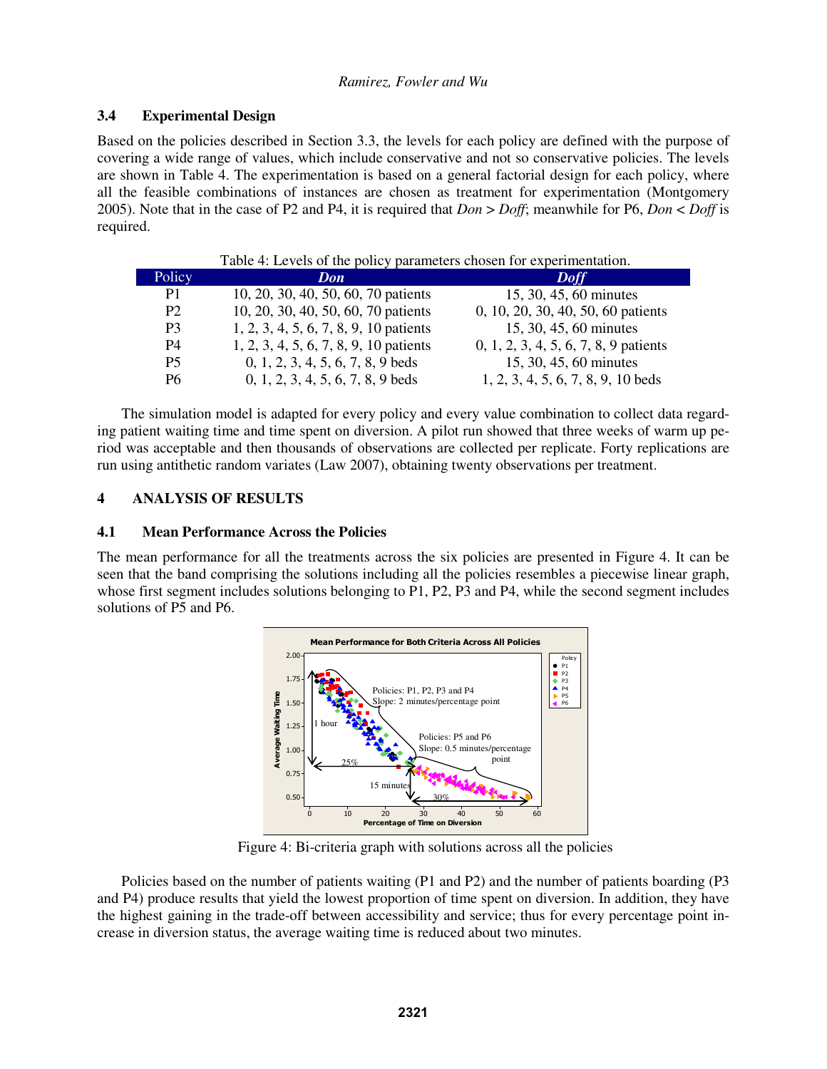### 3.4 Experimental Design

Based on the policies described in Section 3.3, the levels for each policy are defined with the purpose of covering a wide range of values, which include conservative and not so conservative policies. The levels are shown in Table 4. The experimentation is based on a general factorial design for each policy, where all the feasible combinations of instances are chosen as treatment for experimentation (Montgomery 2005). Note that in the case of P2 and P4, it is required that *Don* > *Doff*; meanwhile for P6, *Don* < *Doff* is required.

Table 4: Levels of the policy parameters chosen for experimentation.

| Policy | *Don* | *Doff* |
|---|---|---|
| P1 | 10, 20, 30, 40, 50, 60, 70 patients | 15, 30, 45, 60 minutes |
| P2 | 10, 20, 30, 40, 50, 60, 70 patients | 0, 10, 20, 30, 40, 50, 60 patients |
| P3 | 1, 2, 3, 4, 5, 6, 7, 8, 9, 10 patients | 15, 30, 45, 60 minutes |
| P4 | 1, 2, 3, 4, 5, 6, 7, 8, 9, 10 patients | 0, 1, 2, 3, 4, 5, 6, 7, 8, 9 patients |
| P5 | 0, 1, 2, 3, 4, 5, 6, 7, 8, 9 beds | 15, 30, 45, 60 minutes |
| P6 | 0, 1, 2, 3, 4, 5, 6, 7, 8, 9 beds | 1, 2, 3, 4, 5, 6, 7, 8, 9, 10 beds |

The simulation model is adapted for every policy and every value combination to collect data regarding patient waiting time and time spent on diversion. A pilot run showed that three weeks of warm up period was acceptable and then thousands of observations are collected per replicate. Forty replications are run using antithetic random variates (Law 2007), obtaining twenty observations per treatment.

## 4 ANALYSIS OF RESULTS

### 4.1 Mean Performance Across the Policies

The mean performance for all the treatments across the six policies are presented in Figure 4. It can be seen that the band comprising the solutions including all the policies resembles a piecewise linear graph, whose first segment includes solutions belonging to P1, P2, P3 and P4, while the second segment includes solutions of P5 and P6.

Figure 4: Bi-criteria graph with solutions across all the policies

Policies based on the number of patients waiting (P1 and P2) and the number of patients boarding (P3 and P4) produce results that yield the lowest proportion of time spent on diversion. In addition, they have the highest gaining in the trade-off between accessibility and service; thus for every percentage point increase in diversion status, the average waiting time is reduced about two minutes.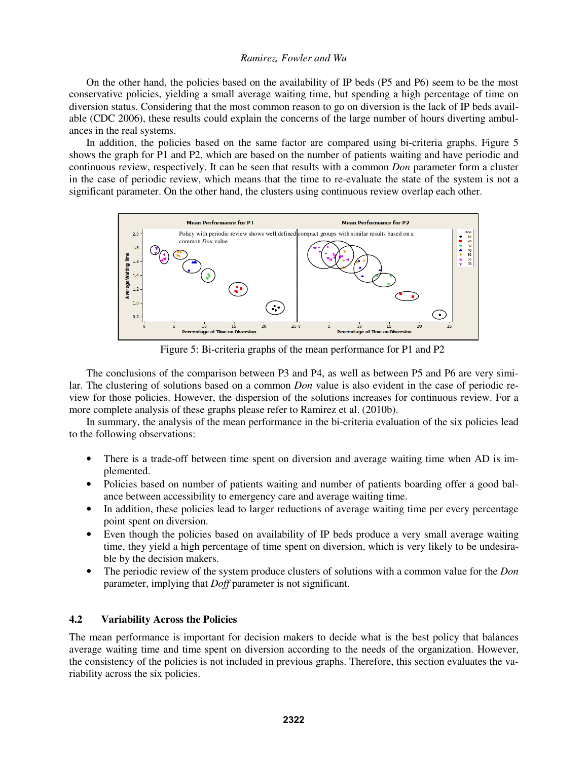On the other hand, the policies based on the availability of IP beds (P5 and P6) seem to be the most conservative policies, yielding a small average waiting time, but spending a high percentage of time on diversion status. Considering that the most common reason to go on diversion is the lack of IP beds available (CDC 2006), these results could explain the concerns of the large number of hours diverting ambulances in the real systems.

In addition, the policies based on the same factor are compared using bi-criteria graphs. Figure 5 shows the graph for P1 and P2, which are based on the number of patients waiting and have periodic and continuous review, respectively. It can be seen that results with a common *Don* parameter form a cluster in the case of periodic review, which means that the time to re-evaluate the state of the system is not a significant parameter. On the other hand, the clusters using continuous review overlap each other.

Figure 5: Bi-criteria graphs of the mean performance for P1 and P2

The conclusions of the comparison between P3 and P4, as well as between P5 and P6 are very similar. The clustering of solutions based on a common *Don* value is also evident in the case of periodic review for those policies. However, the dispersion of the solutions increases for continuous review. For a more complete analysis of these graphs please refer to Ramirez et al. (2010b).

In summary, the analysis of the mean performance in the bi-criteria evaluation of the six policies lead to the following observations:

- There is a trade-off between time spent on diversion and average waiting time when AD is implemented.
- Policies based on number of patients waiting and number of patients boarding offer a good balance between accessibility to emergency care and average waiting time.
- In addition, these policies lead to larger reductions of average waiting time per every percentage point spent on diversion.
- Even though the policies based on availability of IP beds produce a very small average waiting time, they yield a high percentage of time spent on diversion, which is very likely to be undesirable by the decision makers.
- The periodic review of the system produce clusters of solutions with a common value for the *Don* parameter, implying that *Doff* parameter is not significant.

## 4.2 Variability Across the Policies

The mean performance is important for decision makers to decide what is the best policy that balances average waiting time and time spent on diversion according to the needs of the organization. However, the consistency of the policies is not included in previous graphs. Therefore, this section evaluates the variability across the six policies.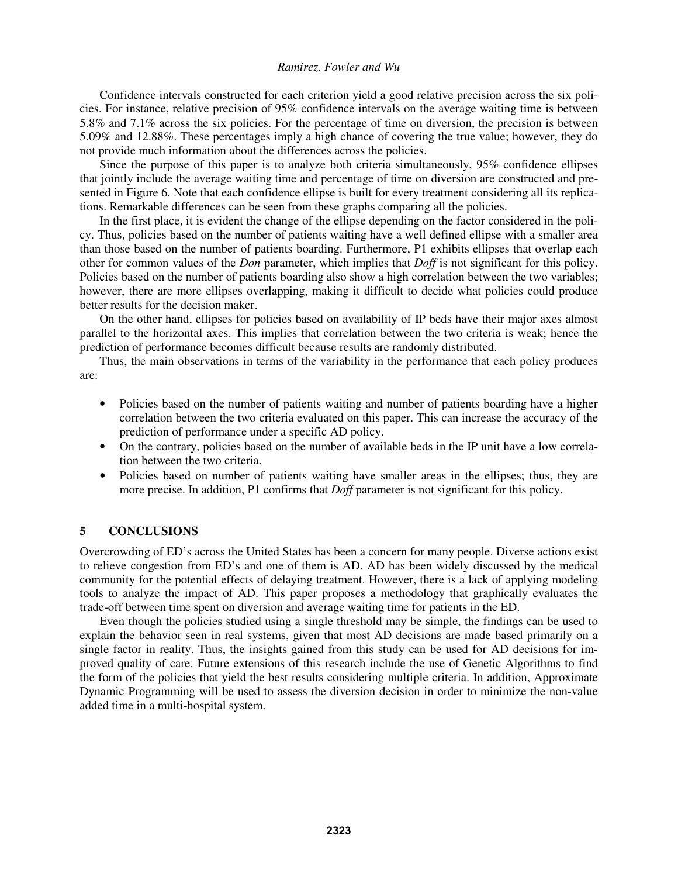Confidence intervals constructed for each criterion yield a good relative precision across the six policies. For instance, relative precision of 95% confidence intervals on the average waiting time is between 5.8% and 7.1% across the six policies. For the percentage of time on diversion, the precision is between 5.09% and 12.88%. These percentages imply a high chance of covering the true value; however, they do not provide much information about the differences across the policies.

Since the purpose of this paper is to analyze both criteria simultaneously, 95% confidence ellipses that jointly include the average waiting time and percentage of time on diversion are constructed and presented in Figure 6. Note that each confidence ellipse is built for every treatment considering all its replications. Remarkable differences can be seen from these graphs comparing all the policies.

In the first place, it is evident the change of the ellipse depending on the factor considered in the policy. Thus, policies based on the number of patients waiting have a well defined ellipse with a smaller area than those based on the number of patients boarding. Furthermore, P1 exhibits ellipses that overlap each other for common values of the *Don* parameter, which implies that *Doff* is not significant for this policy. Policies based on the number of patients boarding also show a high correlation between the two variables; however, there are more ellipses overlapping, making it difficult to decide what policies could produce better results for the decision maker.

On the other hand, ellipses for policies based on availability of IP beds have their major axes almost parallel to the horizontal axes. This implies that correlation between the two criteria is weak; hence the prediction of performance becomes difficult because results are randomly distributed.

Thus, the main observations in terms of the variability in the performance that each policy produces are:

- Policies based on the number of patients waiting and number of patients boarding have a higher correlation between the two criteria evaluated on this paper. This can increase the accuracy of the prediction of performance under a specific AD policy.
- On the contrary, policies based on the number of available beds in the IP unit have a low correlation between the two criteria.
- Policies based on number of patients waiting have smaller areas in the ellipses; thus, they are more precise. In addition, P1 confirms that *Doff* parameter is not significant for this policy.

## 5 CONCLUSIONS

Overcrowding of ED's across the United States has been a concern for many people. Diverse actions exist to relieve congestion from ED's and one of them is AD. AD has been widely discussed by the medical community for the potential effects of delaying treatment. However, there is a lack of applying modeling tools to analyze the impact of AD. This paper proposes a methodology that graphically evaluates the trade-off between time spent on diversion and average waiting time for patients in the ED.

Even though the policies studied using a single threshold may be simple, the findings can be used to explain the behavior seen in real systems, given that most AD decisions are made based primarily on a single factor in reality. Thus, the insights gained from this study can be used for AD decisions for improved quality of care. Future extensions of this research include the use of Genetic Algorithms to find the form of the policies that yield the best results considering multiple criteria. In addition, Approximate Dynamic Programming will be used to assess the diversion decision in order to minimize the non-value added time in a multi-hospital system.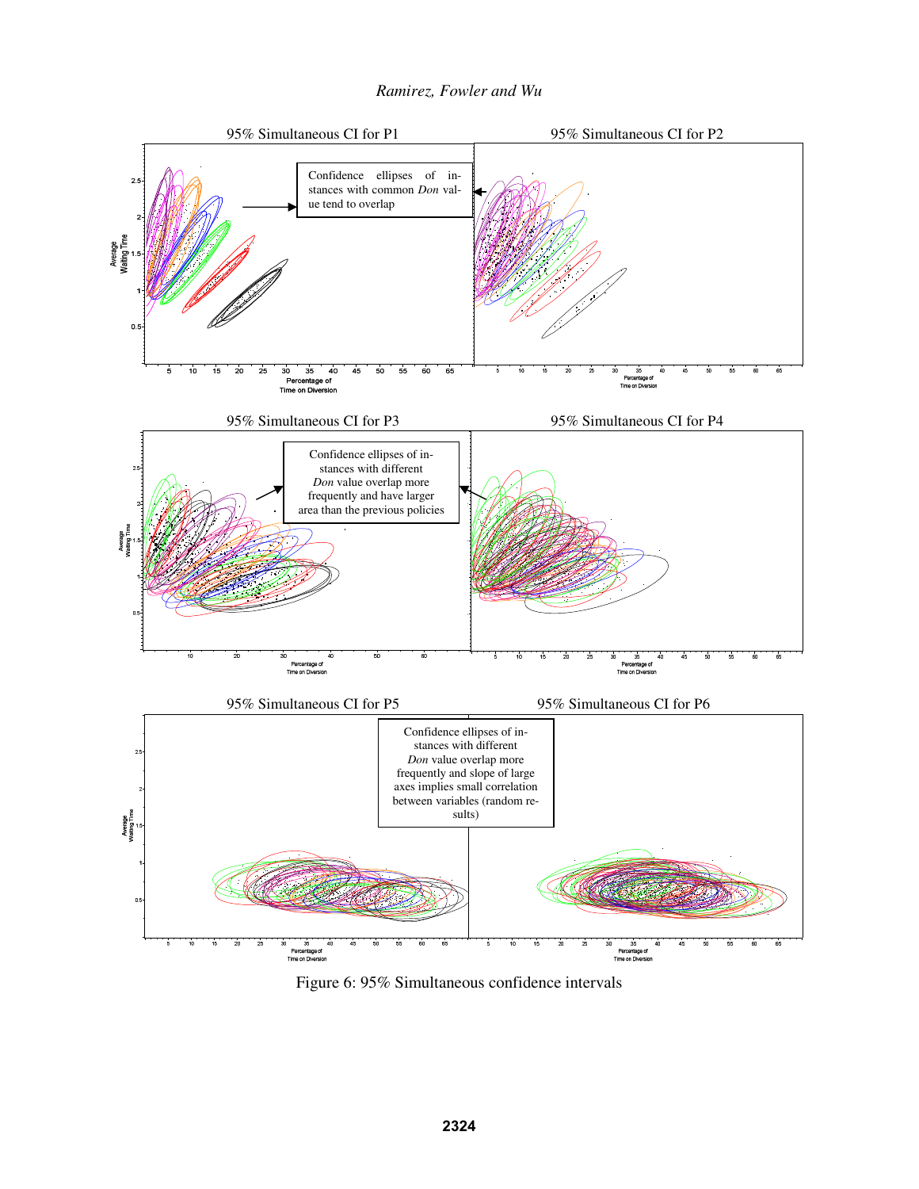95% Simultaneous CI for P1

95% Simultaneous CI for P2

Confidence ellipses of instances with common *Don* value tend to overlap

95% Simultaneous CI for P3

95% Simultaneous CI for P4

Confidence ellipses of instances with different *Don* value overlap more frequently and have larger area than the previous policies

95% Simultaneous CI for P5

95% Simultaneous CI for P6

Confidence ellipses of instances with different *Don* value overlap more frequently and slope of large axes implies small correlation between variables (random results)

Figure 6: 95% Simultaneous confidence intervals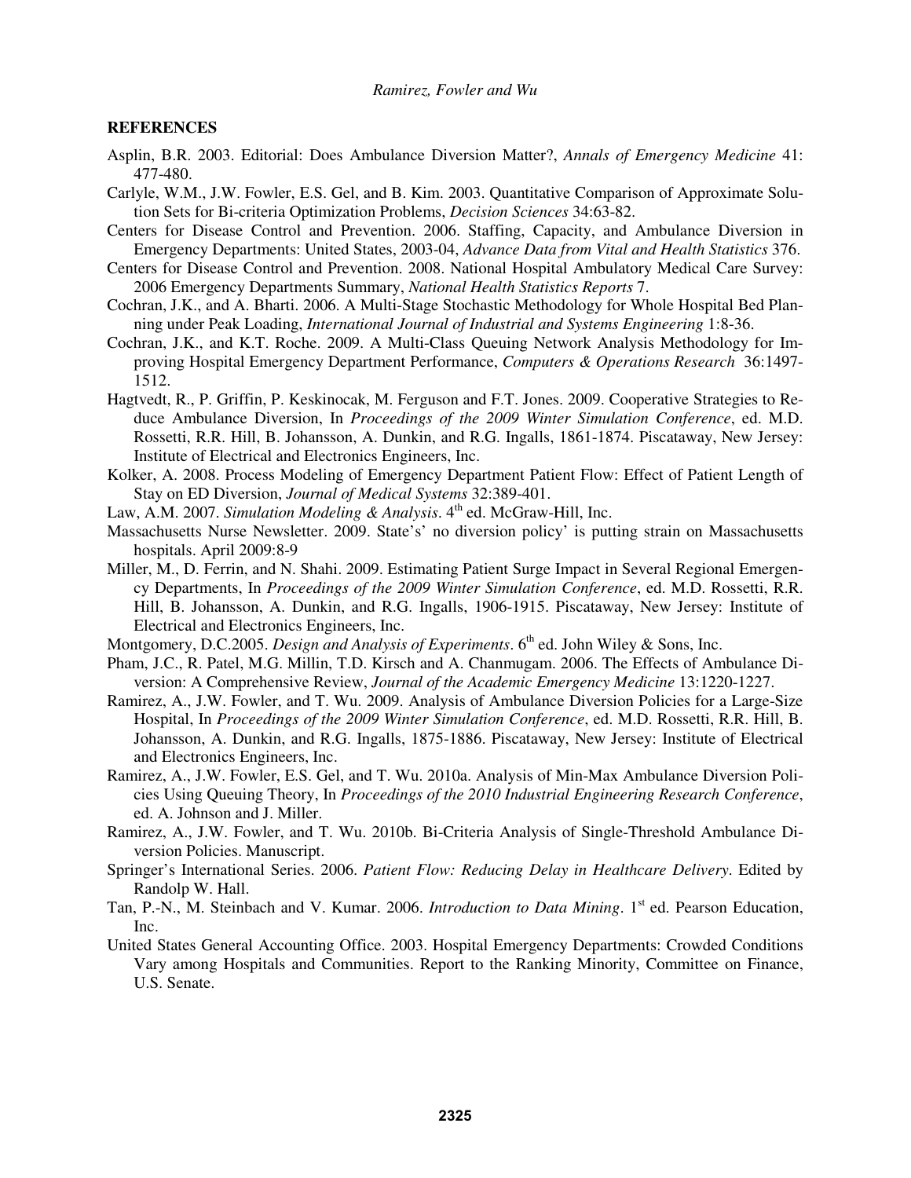## REFERENCES

Asplin, B.R. 2003. Editorial: Does Ambulance Diversion Matter?, *Annals of Emergency Medicine* 41: 477-480.

Carlyle, W.M., J.W. Fowler, E.S. Gel, and B. Kim. 2003. Quantitative Comparison of Approximate Solution Sets for Bi-criteria Optimization Problems, *Decision Sciences* 34:63-82.

Centers for Disease Control and Prevention. 2006. Staffing, Capacity, and Ambulance Diversion in Emergency Departments: United States, 2003-04, *Advance Data from Vital and Health Statistics* 376.

Centers for Disease Control and Prevention. 2008. National Hospital Ambulatory Medical Care Survey: 2006 Emergency Departments Summary, *National Health Statistics Reports* 7.

Cochran, J.K., and A. Bharti. 2006. A Multi-Stage Stochastic Methodology for Whole Hospital Bed Planning under Peak Loading, *International Journal of Industrial and Systems Engineering* 1:8-36.

Cochran, J.K., and K.T. Roche. 2009. A Multi-Class Queuing Network Analysis Methodology for Improving Hospital Emergency Department Performance, *Computers & Operations Research* 36:1497-1512.

Hagtvedt, R., P. Griffin, P. Keskinocak, M. Ferguson and F.T. Jones. 2009. Cooperative Strategies to Reduce Ambulance Diversion, In *Proceedings of the 2009 Winter Simulation Conference*, ed. M.D. Rossetti, R.R. Hill, B. Johansson, A. Dunkin, and R.G. Ingalls, 1861-1874. Piscataway, New Jersey: Institute of Electrical and Electronics Engineers, Inc.

Kolker, A. 2008. Process Modeling of Emergency Department Patient Flow: Effect of Patient Length of Stay on ED Diversion, *Journal of Medical Systems* 32:389-401.

Law, A.M. 2007. *Simulation Modeling & Analysis*. 4th ed. McGraw-Hill, Inc.

Massachusetts Nurse Newsletter. 2009. State's' no diversion policy' is putting strain on Massachusetts hospitals. April 2009:8-9

Miller, M., D. Ferrin, and N. Shahi. 2009. Estimating Patient Surge Impact in Several Regional Emergency Departments, In *Proceedings of the 2009 Winter Simulation Conference*, ed. M.D. Rossetti, R.R. Hill, B. Johansson, A. Dunkin, and R.G. Ingalls, 1906-1915. Piscataway, New Jersey: Institute of Electrical and Electronics Engineers, Inc.

Montgomery, D.C.2005. *Design and Analysis of Experiments*. 6th ed. John Wiley & Sons, Inc.

Pham, J.C., R. Patel, M.G. Millin, T.D. Kirsch and A. Chanmugam. 2006. The Effects of Ambulance Diversion: A Comprehensive Review, *Journal of the Academic Emergency Medicine* 13:1220-1227.

Ramirez, A., J.W. Fowler, and T. Wu. 2009. Analysis of Ambulance Diversion Policies for a Large-Size Hospital, In *Proceedings of the 2009 Winter Simulation Conference*, ed. M.D. Rossetti, R.R. Hill, B. Johansson, A. Dunkin, and R.G. Ingalls, 1875-1886. Piscataway, New Jersey: Institute of Electrical and Electronics Engineers, Inc.

Ramirez, A., J.W. Fowler, E.S. Gel, and T. Wu. 2010a. Analysis of Min-Max Ambulance Diversion Policies Using Queuing Theory, In *Proceedings of the 2010 Industrial Engineering Research Conference*, ed. A. Johnson and J. Miller.

Ramirez, A., J.W. Fowler, and T. Wu. 2010b. Bi-Criteria Analysis of Single-Threshold Ambulance Diversion Policies. Manuscript.

Springer's International Series. 2006. *Patient Flow: Reducing Delay in Healthcare Delivery*. Edited by Randolp W. Hall.

Tan, P.-N., M. Steinbach and V. Kumar. 2006. *Introduction to Data Mining*. 1st ed. Pearson Education, Inc.

United States General Accounting Office. 2003. Hospital Emergency Departments: Crowded Conditions Vary among Hospitals and Communities. Report to the Ranking Minority, Committee on Finance, U.S. Senate.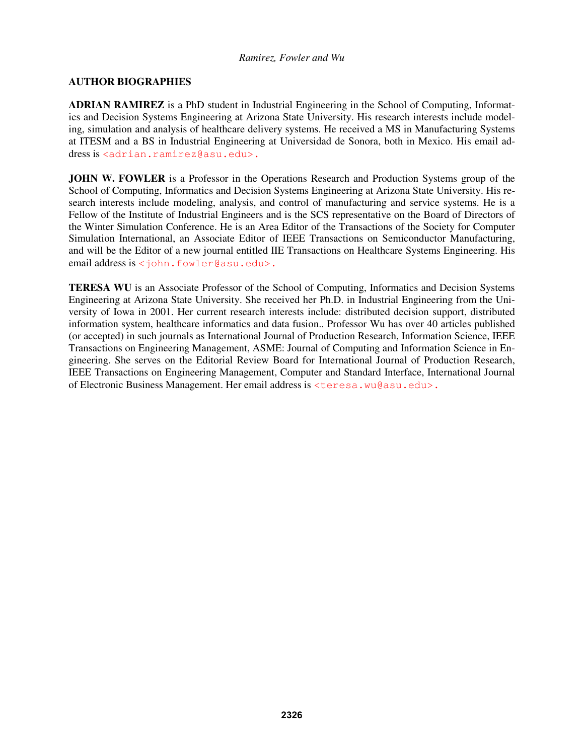## AUTHOR BIOGRAPHIES

**ADRIAN RAMIREZ** is a PhD student in Industrial Engineering in the School of Computing, Informatics and Decision Systems Engineering at Arizona State University. His research interests include modeling, simulation and analysis of healthcare delivery systems. He received a MS in Manufacturing Systems at ITESM and a BS in Industrial Engineering at Universidad de Sonora, both in Mexico. His email address is <adrian.ramirez@asu.edu>.

**JOHN W. FOWLER** is a Professor in the Operations Research and Production Systems group of the School of Computing, Informatics and Decision Systems Engineering at Arizona State University. His research interests include modeling, analysis, and control of manufacturing and service systems. He is a Fellow of the Institute of Industrial Engineers and is the SCS representative on the Board of Directors of the Winter Simulation Conference. He is an Area Editor of the Transactions of the Society for Computer Simulation International, an Associate Editor of IEEE Transactions on Semiconductor Manufacturing, and will be the Editor of a new journal entitled IIE Transactions on Healthcare Systems Engineering. His email address is <john.fowler@asu.edu>.

**TERESA WU** is an Associate Professor of the School of Computing, Informatics and Decision Systems Engineering at Arizona State University. She received her Ph.D. in Industrial Engineering from the University of Iowa in 2001. Her current research interests include: distributed decision support, distributed information system, healthcare informatics and data fusion.. Professor Wu has over 40 articles published (or accepted) in such journals as International Journal of Production Research, Information Science, IEEE Transactions on Engineering Management, ASME: Journal of Computing and Information Science in Engineering. She serves on the Editorial Review Board for International Journal of Production Research, IEEE Transactions on Engineering Management, Computer and Standard Interface, International Journal of Electronic Business Management. Her email address is <teresa.wu@asu.edu>.